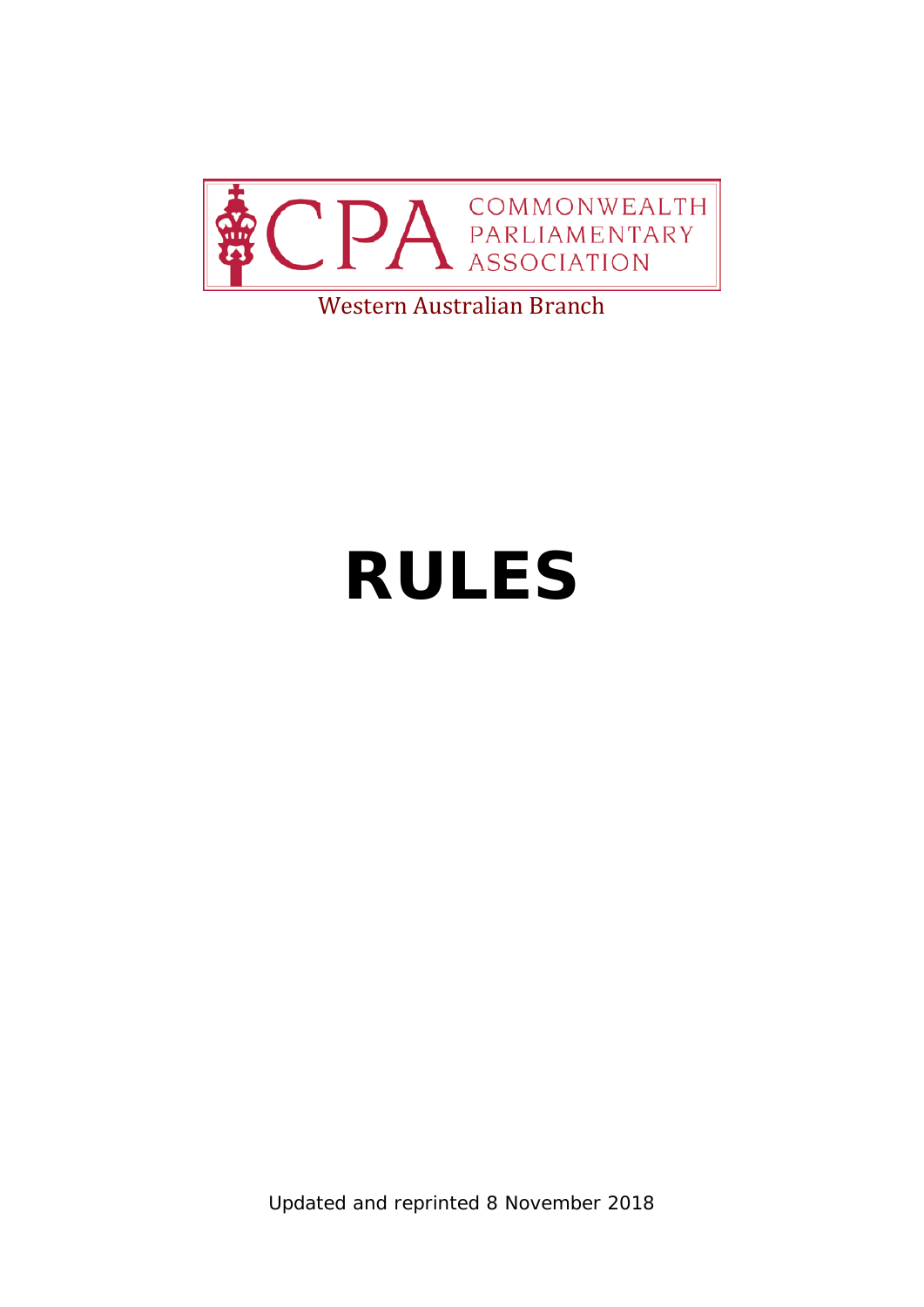CPA COMMONWEALTH PARLIAMENTARY ASSOCIATION

Western Australian Branch

# RULES

Updated and reprinted 8 November 2018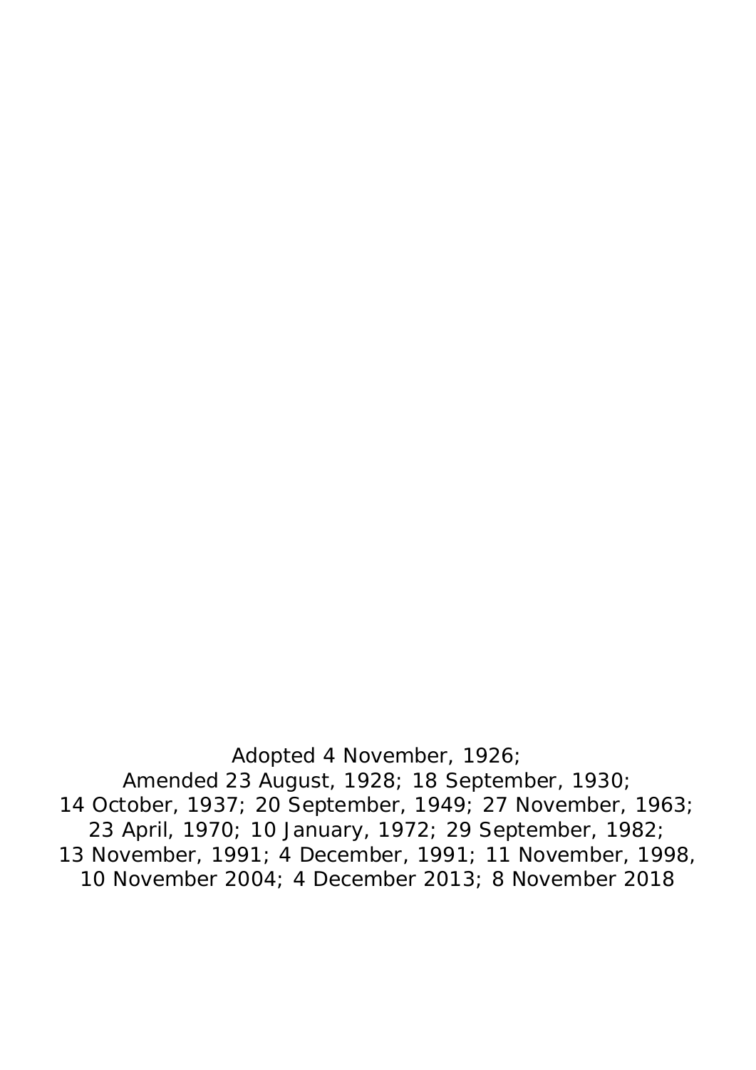Adopted 4 November, 1926;
Amended 23 August, 1928; 18 September, 1930;
14 October, 1937; 20 September, 1949; 27 November, 1963;
23 April, 1970; 10 January, 1972; 29 September, 1982;
13 November, 1991; 4 December, 1991; 11 November, 1998,
10 November 2004; 4 December 2013; 8 November 2018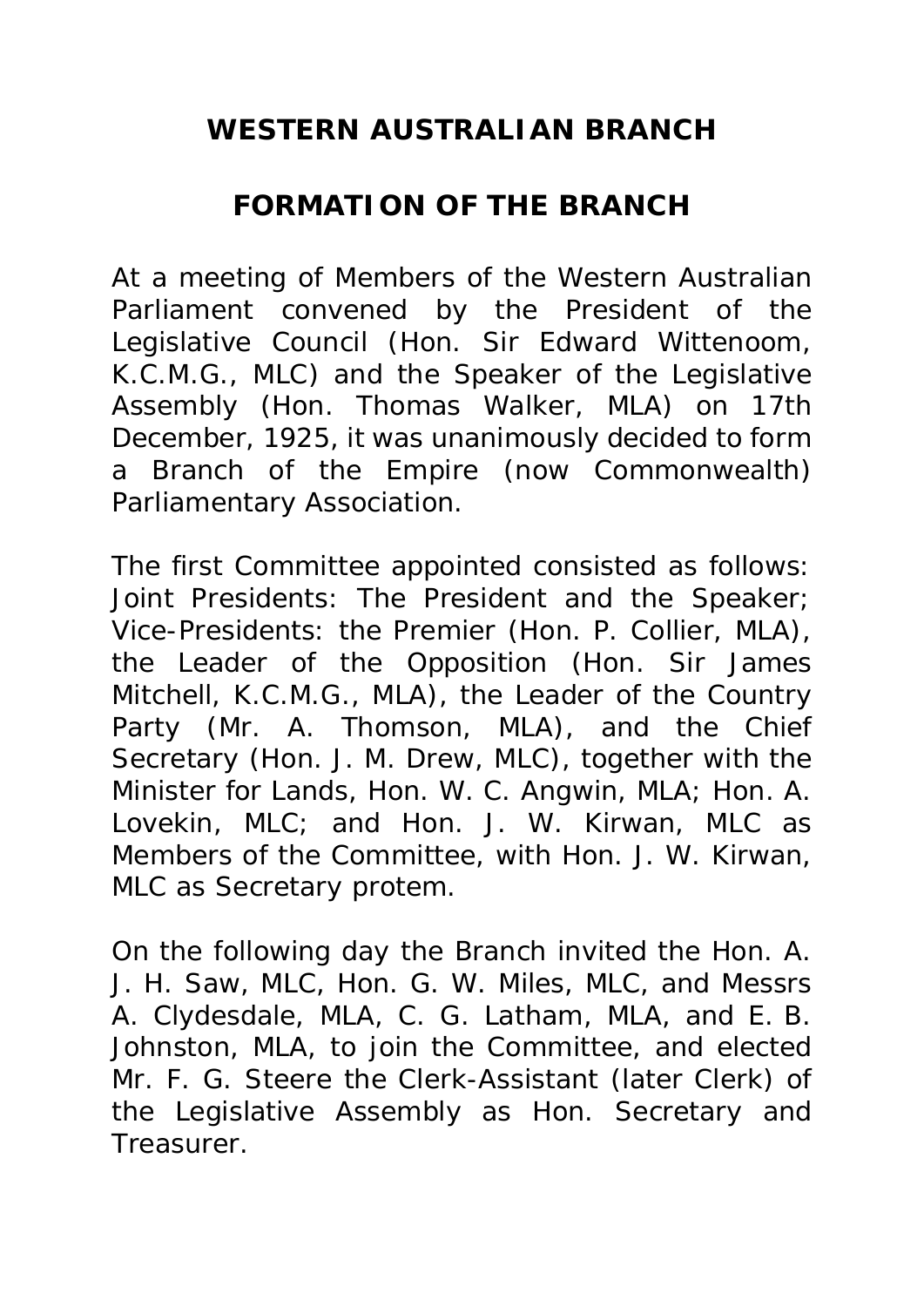## WESTERN AUSTRALIAN BRANCH

## FORMATION OF THE BRANCH

At a meeting of Members of the Western Australian Parliament convened by the President of the Legislative Council (Hon. Sir Edward Wittenoom, K.C.M.G., MLC) and the Speaker of the Legislative Assembly (Hon. Thomas Walker, MLA) on 17th December, 1925, it was unanimously decided to form a Branch of the Empire (now Commonwealth) Parliamentary Association.

The first Committee appointed consisted as follows: Joint Presidents: The President and the Speaker; Vice-Presidents: the Premier (Hon. P. Collier, MLA), the Leader of the Opposition (Hon. Sir James Mitchell, K.C.M.G., MLA), the Leader of the Country Party (Mr. A. Thomson, MLA), and the Chief Secretary (Hon. J. M. Drew, MLC), together with the Minister for Lands, Hon. W. C. Angwin, MLA; Hon. A. Lovekin, MLC; and Hon. J. W. Kirwan, MLC as Members of the Committee, with Hon. J. W. Kirwan, MLC as Secretary protem.

On the following day the Branch invited the Hon. A. J. H. Saw, MLC, Hon. G. W. Miles, MLC, and Messrs A. Clydesdale, MLA, C. G. Latham, MLA, and E. B. Johnston, MLA, to join the Committee, and elected Mr. F. G. Steere the Clerk-Assistant (later Clerk) of the Legislative Assembly as Hon. Secretary and Treasurer.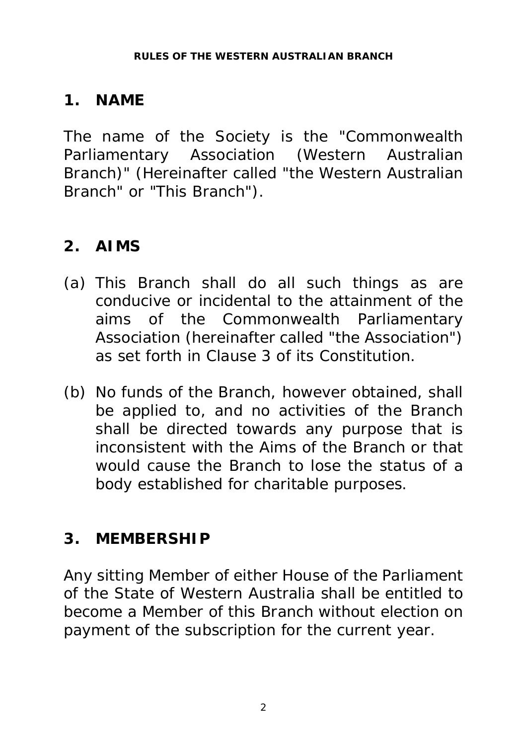## RULES OF THE WESTERN AUSTRALIAN BRANCH

## 1. NAME

The name of the Society is the "Commonwealth Parliamentary Association (Western Australian Branch)" (Hereinafter called "the Western Australian Branch" or "This Branch").

## 2. AIMS

(a) This Branch shall do all such things as are conducive or incidental to the attainment of the aims of the Commonwealth Parliamentary Association (hereinafter called "the Association") as set forth in Clause 3 of its Constitution.

(b) No funds of the Branch, however obtained, shall be applied to, and no activities of the Branch shall be directed towards any purpose that is inconsistent with the Aims of the Branch or that would cause the Branch to lose the status of a body established for charitable purposes.

## 3. MEMBERSHIP

Any sitting Member of either House of the Parliament of the State of Western Australia shall be entitled to become a Member of this Branch without election on payment of the subscription for the current year.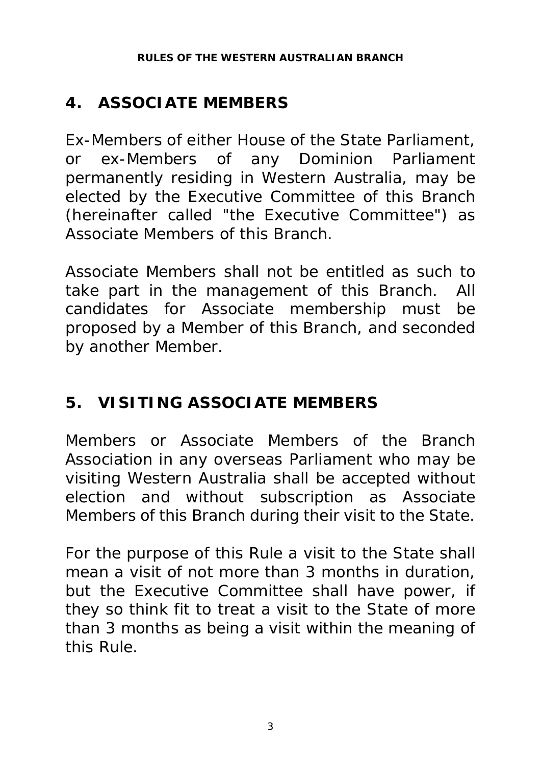## 4. ASSOCIATE MEMBERS

Ex-Members of either House of the State Parliament, or ex-Members of any Dominion Parliament permanently residing in Western Australia, may be elected by the Executive Committee of this Branch (hereinafter called "the Executive Committee") as Associate Members of this Branch.

Associate Members shall not be entitled as such to take part in the management of this Branch. All candidates for Associate membership must be proposed by a Member of this Branch, and seconded by another Member.

## 5. VISITING ASSOCIATE MEMBERS

Members or Associate Members of the Branch Association in any overseas Parliament who may be visiting Western Australia shall be accepted without election and without subscription as Associate Members of this Branch during their visit to the State.

For the purpose of this Rule a visit to the State shall mean a visit of not more than 3 months in duration, but the Executive Committee shall have power, if they so think fit to treat a visit to the State of more than 3 months as being a visit within the meaning of this Rule.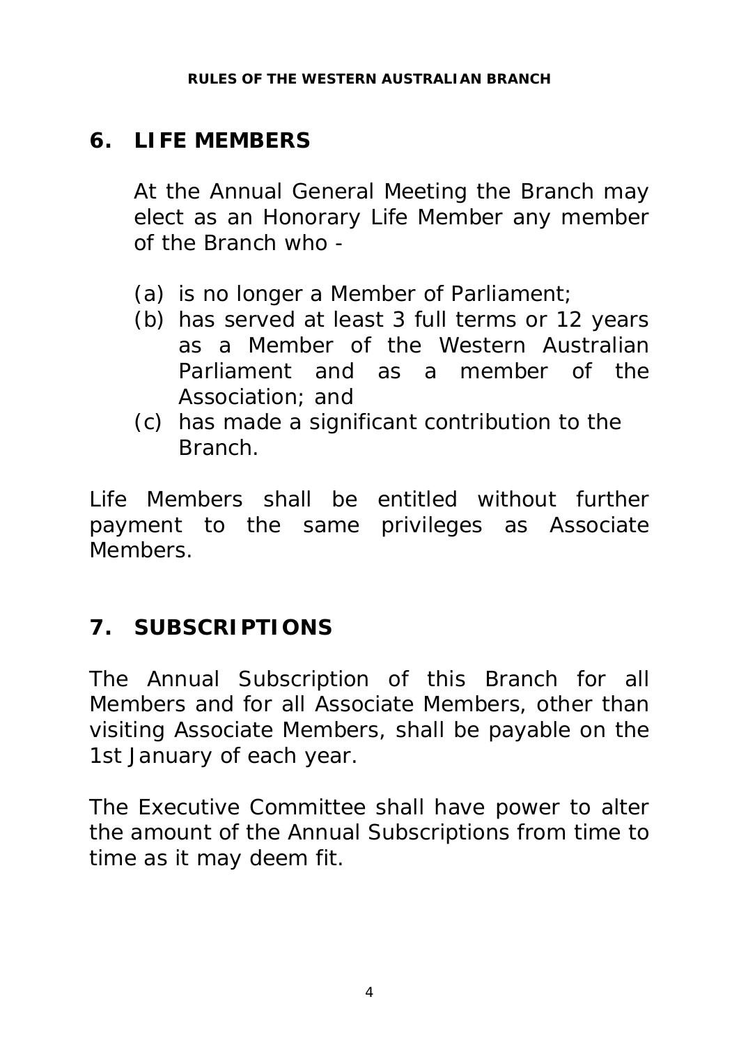## 6. LIFE MEMBERS

At the Annual General Meeting the Branch may elect as an Honorary Life Member any member of the Branch who -

(a) is no longer a Member of Parliament;
(b) has served at least 3 full terms or 12 years as a Member of the Western Australian Parliament and as a member of the Association; and
(c) has made a significant contribution to the Branch.

Life Members shall be entitled without further payment to the same privileges as Associate Members.

## 7. SUBSCRIPTIONS

The Annual Subscription of this Branch for all Members and for all Associate Members, other than visiting Associate Members, shall be payable on the 1st January of each year.

The Executive Committee shall have power to alter the amount of the Annual Subscriptions from time to time as it may deem fit.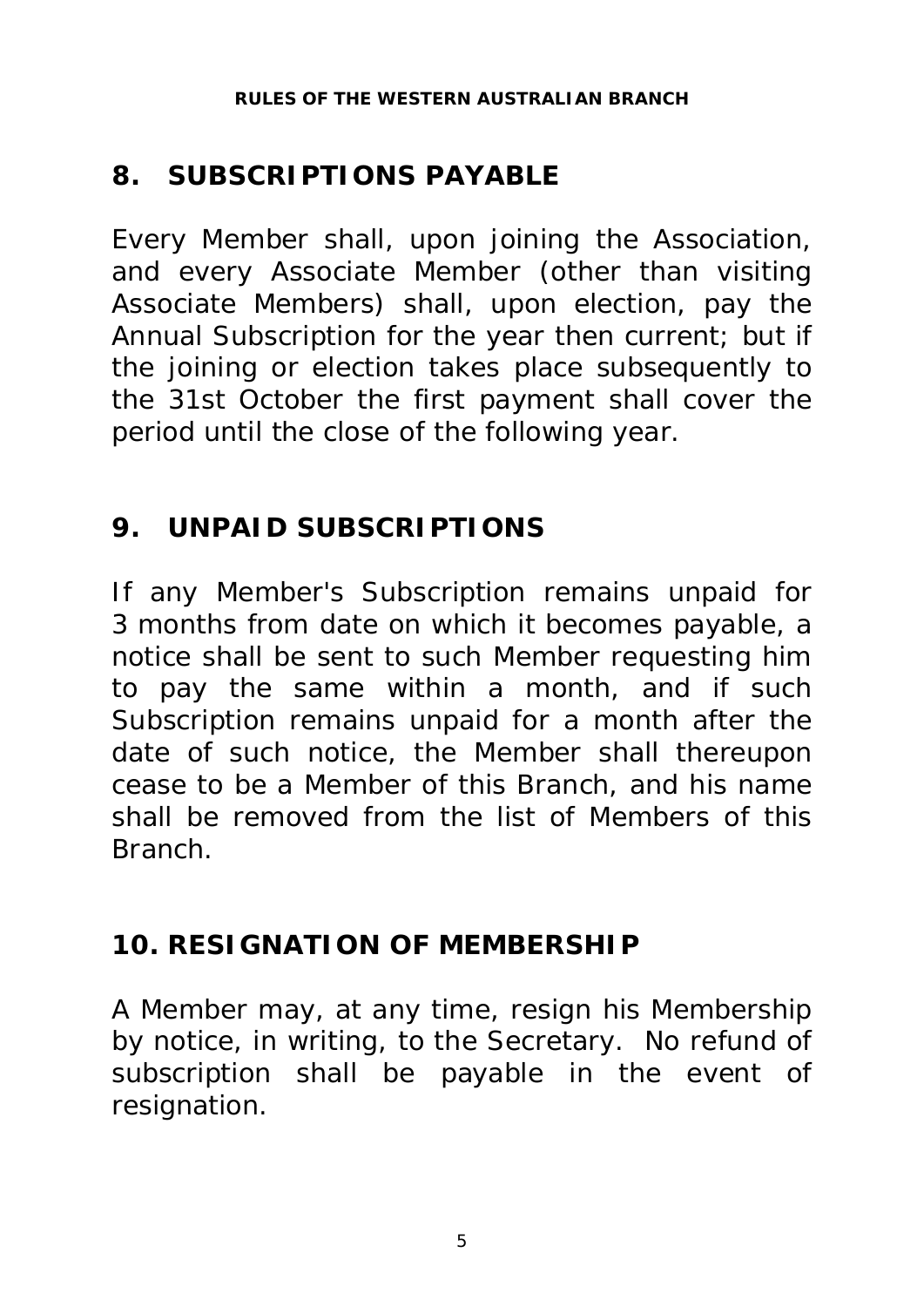## 8. SUBSCRIPTIONS PAYABLE

Every Member shall, upon joining the Association, and every Associate Member (other than visiting Associate Members) shall, upon election, pay the Annual Subscription for the year then current; but if the joining or election takes place subsequently to the 31st October the first payment shall cover the period until the close of the following year.

## 9. UNPAID SUBSCRIPTIONS

If any Member's Subscription remains unpaid for 3 months from date on which it becomes payable, a notice shall be sent to such Member requesting him to pay the same within a month, and if such Subscription remains unpaid for a month after the date of such notice, the Member shall thereupon cease to be a Member of this Branch, and his name shall be removed from the list of Members of this Branch.

## 10. RESIGNATION OF MEMBERSHIP

A Member may, at any time, resign his Membership by notice, in writing, to the Secretary. No refund of subscription shall be payable in the event of resignation.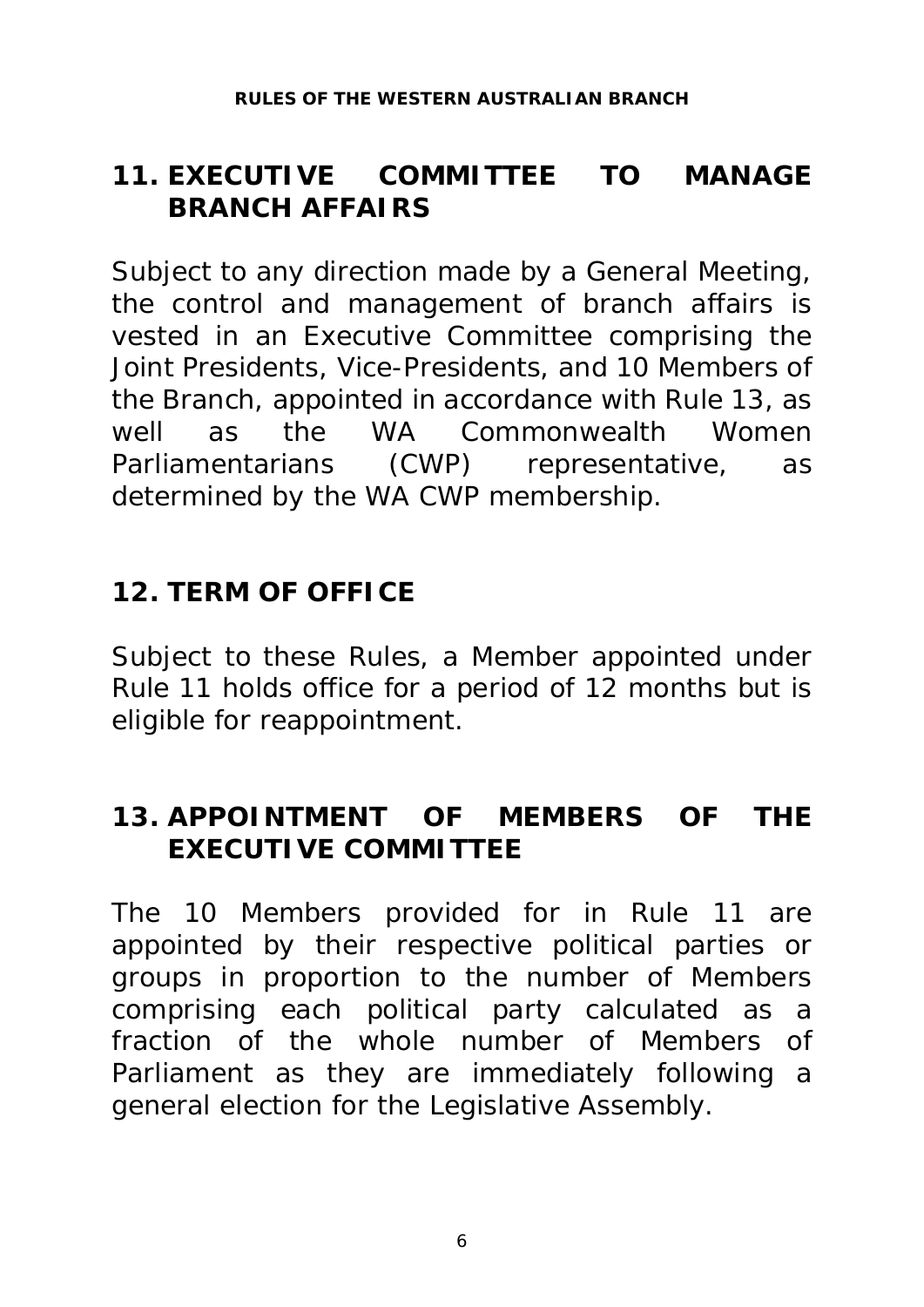## 11. EXECUTIVE COMMITTEE TO MANAGE BRANCH AFFAIRS

Subject to any direction made by a General Meeting, the control and management of branch affairs is vested in an Executive Committee comprising the Joint Presidents, Vice-Presidents, and 10 Members of the Branch, appointed in accordance with Rule 13, as well as the WA Commonwealth Women Parliamentarians (CWP) representative, as determined by the WA CWP membership.

## 12. TERM OF OFFICE

Subject to these Rules, a Member appointed under Rule 11 holds office for a period of 12 months but is eligible for reappointment.

## 13. APPOINTMENT OF MEMBERS OF THE EXECUTIVE COMMITTEE

The 10 Members provided for in Rule 11 are appointed by their respective political parties or groups in proportion to the number of Members comprising each political party calculated as a fraction of the whole number of Members of Parliament as they are immediately following a general election for the Legislative Assembly.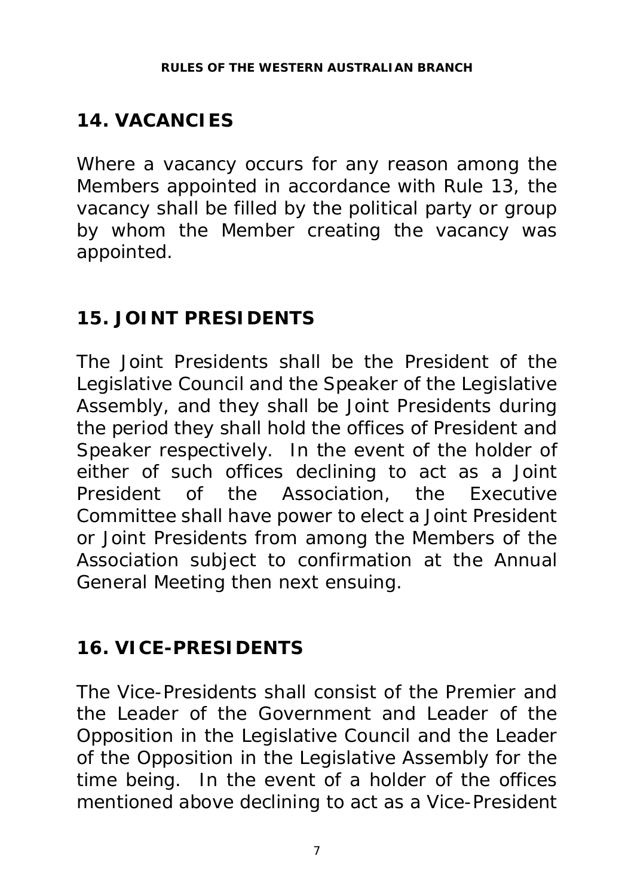## 14. VACANCIES

Where a vacancy occurs for any reason among the Members appointed in accordance with Rule 13, the vacancy shall be filled by the political party or group by whom the Member creating the vacancy was appointed.

## 15. JOINT PRESIDENTS

The Joint Presidents shall be the President of the Legislative Council and the Speaker of the Legislative Assembly, and they shall be Joint Presidents during the period they shall hold the offices of President and Speaker respectively. In the event of the holder of either of such offices declining to act as a Joint President of the Association, the Executive Committee shall have power to elect a Joint President or Joint Presidents from among the Members of the Association subject to confirmation at the Annual General Meeting then next ensuing.

## 16. VICE-PRESIDENTS

The Vice-Presidents shall consist of the Premier and the Leader of the Government and Leader of the Opposition in the Legislative Council and the Leader of the Opposition in the Legislative Assembly for the time being. In the event of a holder of the offices mentioned above declining to act as a Vice-President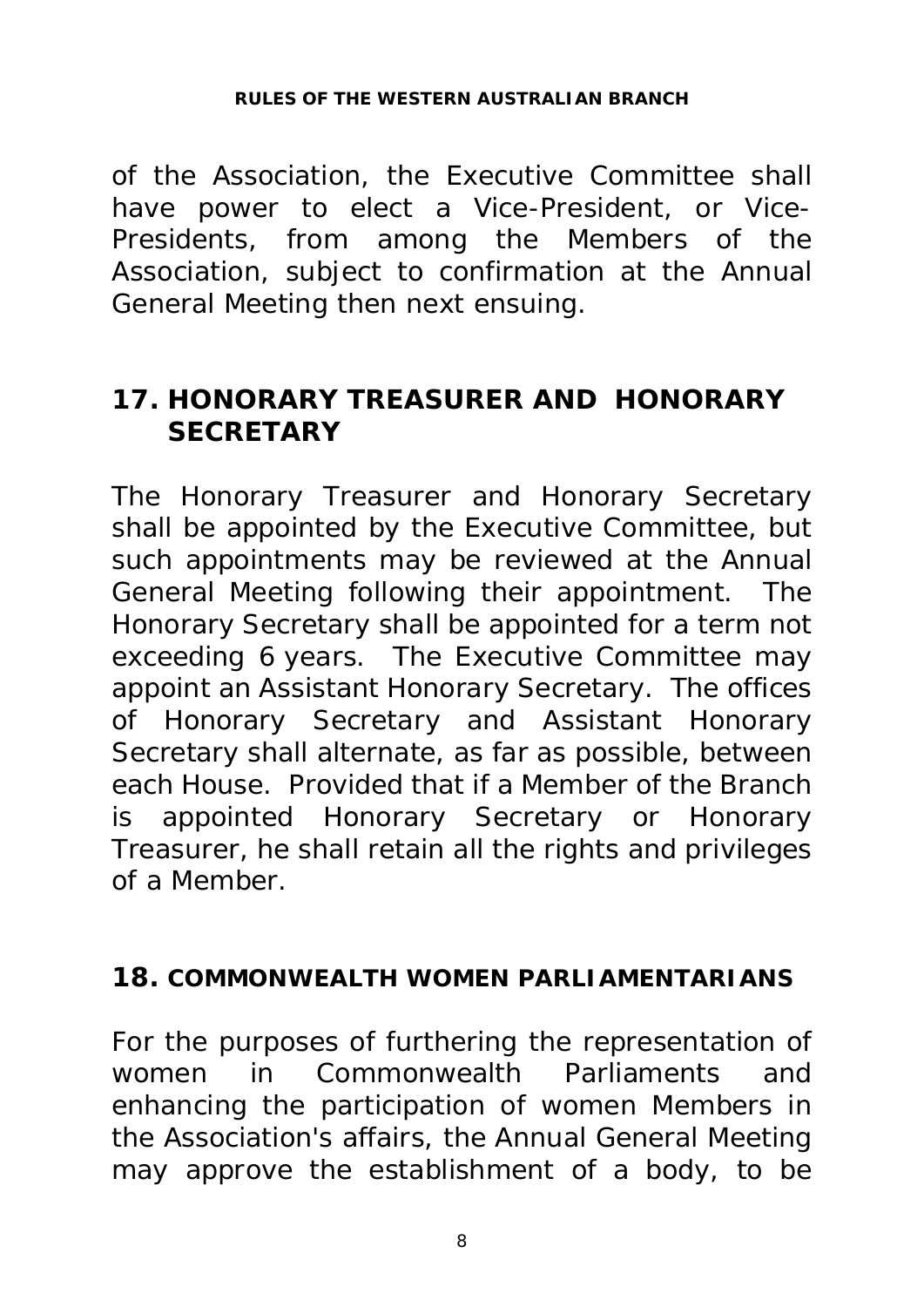of the Association, the Executive Committee shall have power to elect a Vice-President, or Vice-Presidents, from among the Members of the Association, subject to confirmation at the Annual General Meeting then next ensuing.

## 17. HONORARY TREASURER AND HONORARY SECRETARY

The Honorary Treasurer and Honorary Secretary shall be appointed by the Executive Committee, but such appointments may be reviewed at the Annual General Meeting following their appointment. The Honorary Secretary shall be appointed for a term not exceeding 6 years. The Executive Committee may appoint an Assistant Honorary Secretary. The offices of Honorary Secretary and Assistant Honorary Secretary shall alternate, as far as possible, between each House. Provided that if a Member of the Branch is appointed Honorary Secretary or Honorary Treasurer, he shall retain all the rights and privileges of a Member.

## 18. COMMONWEALTH WOMEN PARLIAMENTARIANS

For the purposes of furthering the representation of women in Commonwealth Parliaments and enhancing the participation of women Members in the Association's affairs, the Annual General Meeting may approve the establishment of a body, to be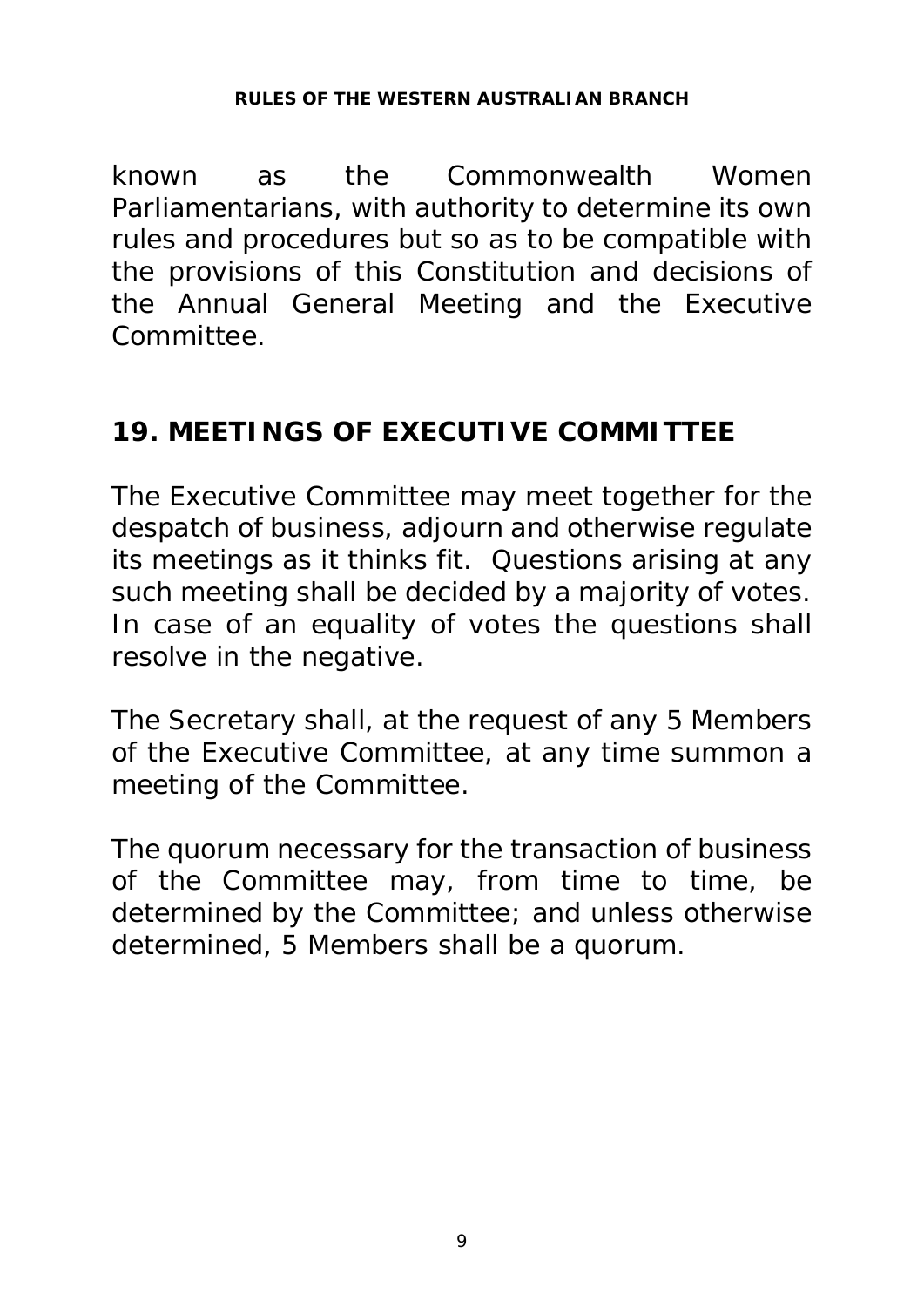known as the Commonwealth Women Parliamentarians, with authority to determine its own rules and procedures but so as to be compatible with the provisions of this Constitution and decisions of the Annual General Meeting and the Executive Committee.

## 19. MEETINGS OF EXECUTIVE COMMITTEE

The Executive Committee may meet together for the despatch of business, adjourn and otherwise regulate its meetings as it thinks fit. Questions arising at any such meeting shall be decided by a majority of votes. In case of an equality of votes the questions shall resolve in the negative.

The Secretary shall, at the request of any 5 Members of the Executive Committee, at any time summon a meeting of the Committee.

The quorum necessary for the transaction of business of the Committee may, from time to time, be determined by the Committee; and unless otherwise determined, 5 Members shall be a quorum.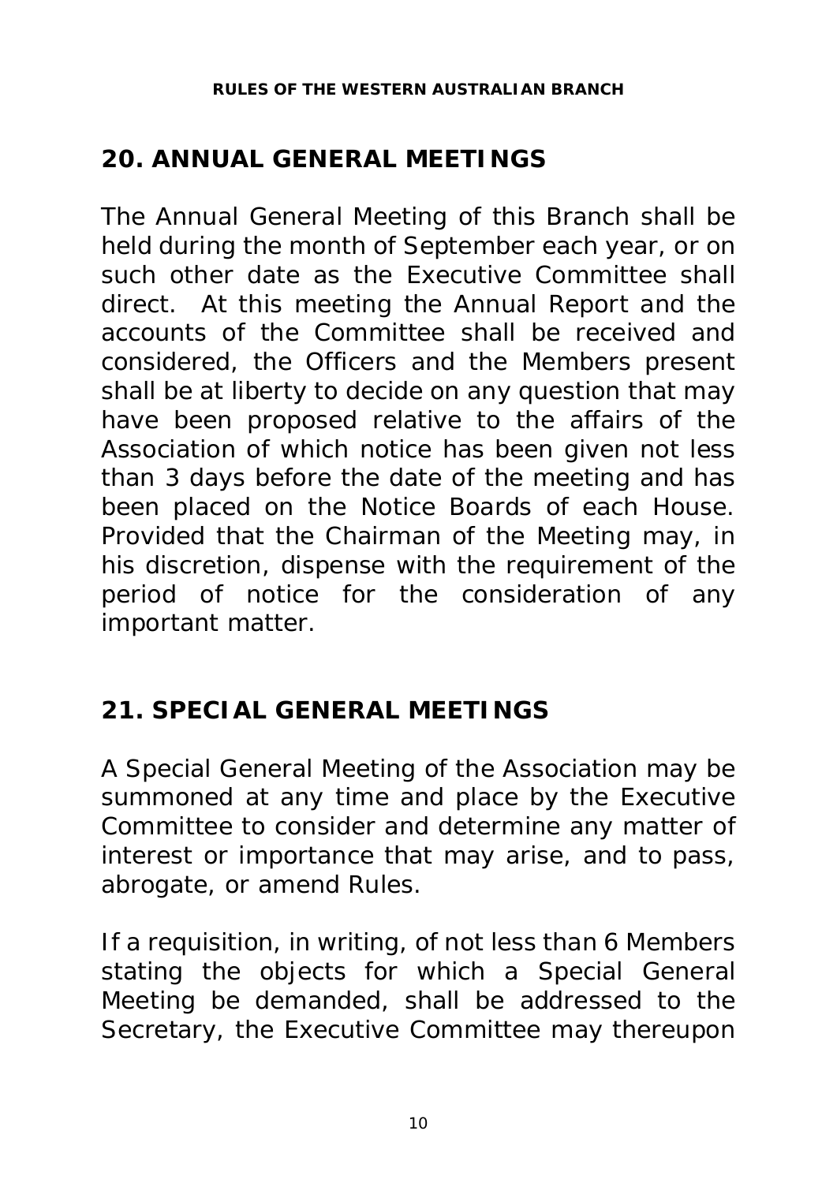## 20. ANNUAL GENERAL MEETINGS

The Annual General Meeting of this Branch shall be held during the month of September each year, or on such other date as the Executive Committee shall direct. At this meeting the Annual Report and the accounts of the Committee shall be received and considered, the Officers and the Members present shall be at liberty to decide on any question that may have been proposed relative to the affairs of the Association of which notice has been given not less than 3 days before the date of the meeting and has been placed on the Notice Boards of each House. Provided that the Chairman of the Meeting may, in his discretion, dispense with the requirement of the period of notice for the consideration of any important matter.

## 21. SPECIAL GENERAL MEETINGS

A Special General Meeting of the Association may be summoned at any time and place by the Executive Committee to consider and determine any matter of interest or importance that may arise, and to pass, abrogate, or amend Rules.

If a requisition, in writing, of not less than 6 Members stating the objects for which a Special General Meeting be demanded, shall be addressed to the Secretary, the Executive Committee may thereupon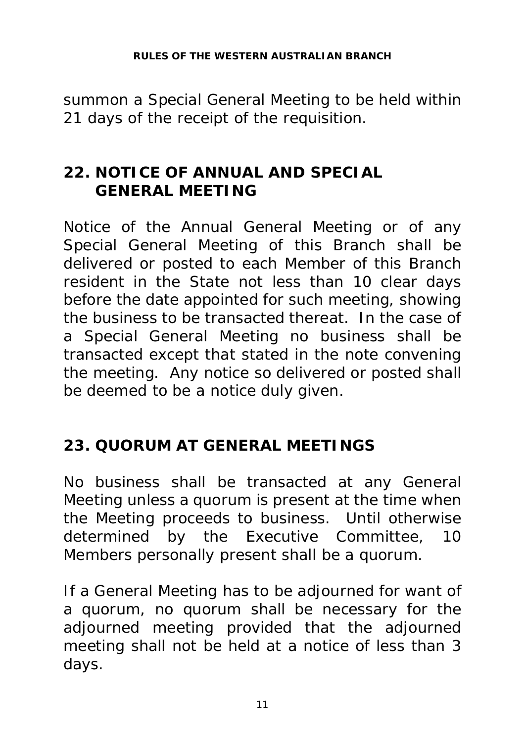summon a Special General Meeting to be held within 21 days of the receipt of the requisition.

## 22. NOTICE OF ANNUAL AND SPECIAL GENERAL MEETING

Notice of the Annual General Meeting or of any Special General Meeting of this Branch shall be delivered or posted to each Member of this Branch resident in the State not less than 10 clear days before the date appointed for such meeting, showing the business to be transacted thereat. In the case of a Special General Meeting no business shall be transacted except that stated in the note convening the meeting. Any notice so delivered or posted shall be deemed to be a notice duly given.

## 23. QUORUM AT GENERAL MEETINGS

No business shall be transacted at any General Meeting unless a quorum is present at the time when the Meeting proceeds to business. Until otherwise determined by the Executive Committee, 10 Members personally present shall be a quorum.

If a General Meeting has to be adjourned for want of a quorum, no quorum shall be necessary for the adjourned meeting provided that the adjourned meeting shall not be held at a notice of less than 3 days.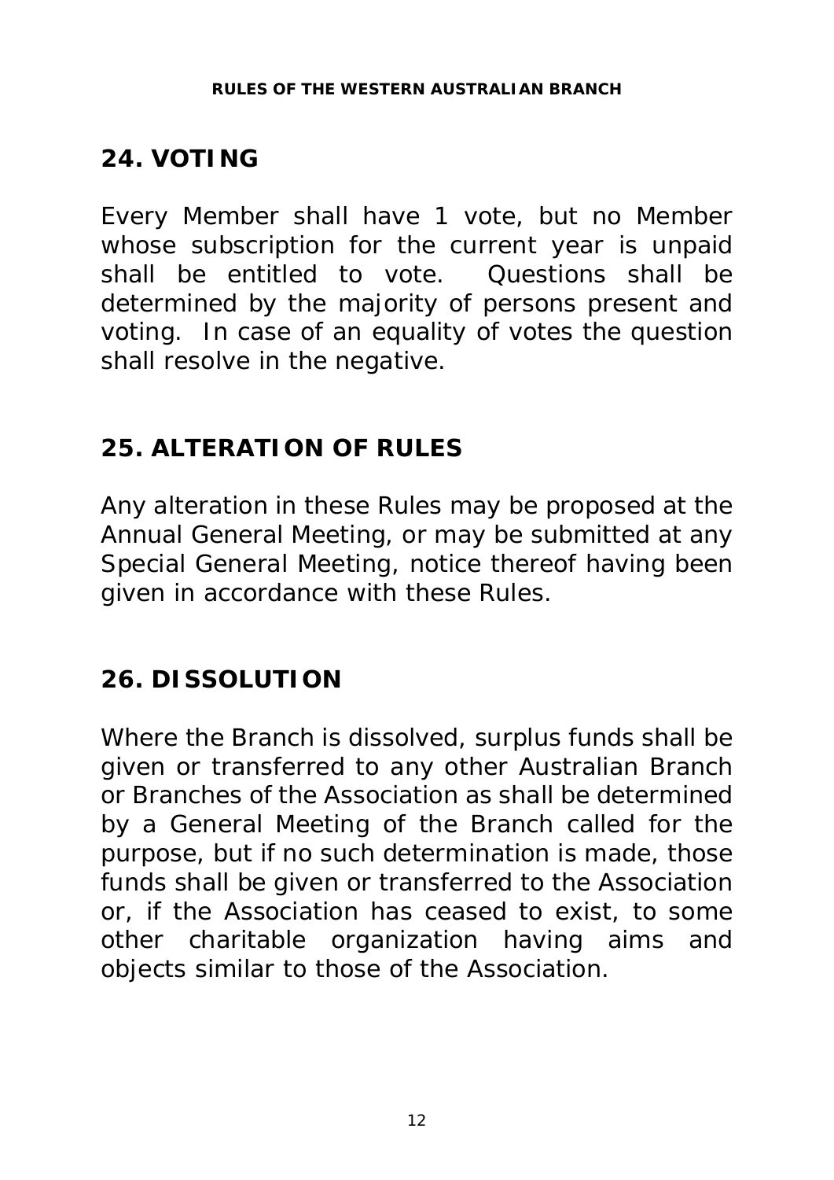## 24. VOTING

Every Member shall have 1 vote, but no Member whose subscription for the current year is unpaid shall be entitled to vote. Questions shall be determined by the majority of persons present and voting. In case of an equality of votes the question shall resolve in the negative.

## 25. ALTERATION OF RULES

Any alteration in these Rules may be proposed at the Annual General Meeting, or may be submitted at any Special General Meeting, notice thereof having been given in accordance with these Rules.

## 26. DISSOLUTION

Where the Branch is dissolved, surplus funds shall be given or transferred to any other Australian Branch or Branches of the Association as shall be determined by a General Meeting of the Branch called for the purpose, but if no such determination is made, those funds shall be given or transferred to the Association or, if the Association has ceased to exist, to some other charitable organization having aims and objects similar to those of the Association.